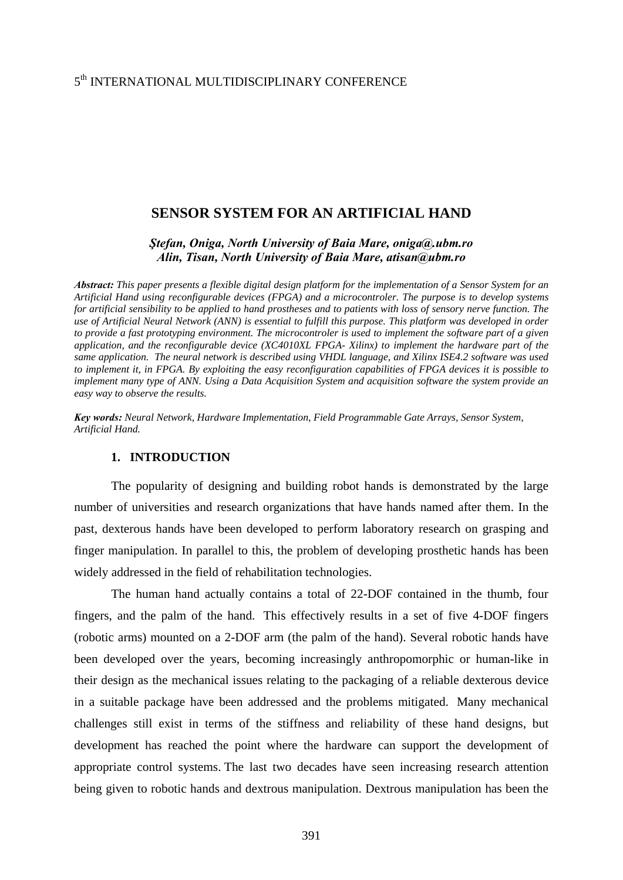5th INTERNATIONAL MULTIDISCIPLINARY CONFERENCE

# SENSOR SYSTEM FOR AN ARTIFICIAL HAND

***Ştefan, Oniga, North University of Baia Mare, oniga@.ubm.ro***
***Alin, Tisan, North University of Baia Mare, atisan@ubm.ro***

***Abstract:*** *This paper presents a flexible digital design platform for the implementation of a Sensor System for an Artificial Hand using reconfigurable devices (FPGA) and a microcontroler. The purpose is to develop systems for artificial sensibility to be applied to hand prostheses and to patients with loss of sensory nerve function. The use of Artificial Neural Network (ANN) is essential to fulfill this purpose. This platform was developed in order to provide a fast prototyping environment. The microcontroler is used to implement the software part of a given application, and the reconfigurable device (XC4010XL FPGA- Xilinx) to implement the hardware part of the same application. The neural network is described using VHDL language, and Xilinx ISE4.2 software was used to implement it, in FPGA. By exploiting the easy reconfiguration capabilities of FPGA devices it is possible to implement many type of ANN. Using a Data Acquisition System and acquisition software the system provide an easy way to observe the results.*

***Key words:*** *Neural Network, Hardware Implementation, Field Programmable Gate Arrays, Sensor System, Artificial Hand.*

## 1. INTRODUCTION

The popularity of designing and building robot hands is demonstrated by the large number of universities and research organizations that have hands named after them. In the past, dexterous hands have been developed to perform laboratory research on grasping and finger manipulation. In parallel to this, the problem of developing prosthetic hands has been widely addressed in the field of rehabilitation technologies.

The human hand actually contains a total of 22-DOF contained in the thumb, four fingers, and the palm of the hand. This effectively results in a set of five 4-DOF fingers (robotic arms) mounted on a 2-DOF arm (the palm of the hand). Several robotic hands have been developed over the years, becoming increasingly anthropomorphic or human-like in their design as the mechanical issues relating to the packaging of a reliable dexterous device in a suitable package have been addressed and the problems mitigated. Many mechanical challenges still exist in terms of the stiffness and reliability of these hand designs, but development has reached the point where the hardware can support the development of appropriate control systems. The last two decades have seen increasing research attention being given to robotic hands and dextrous manipulation. Dextrous manipulation has been the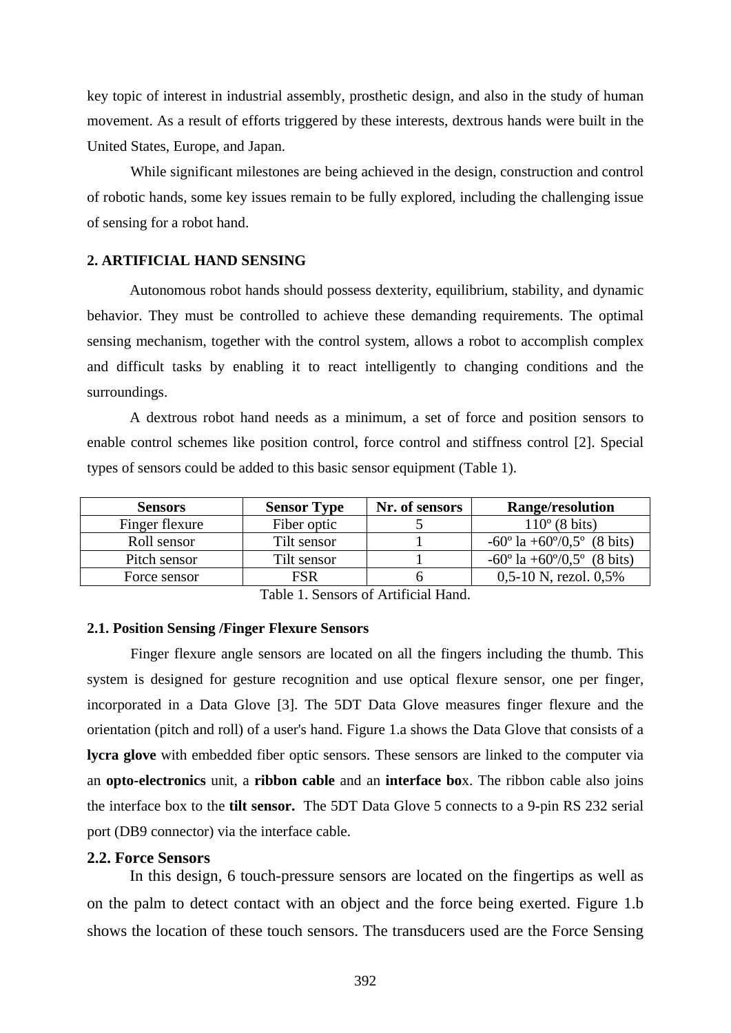key topic of interest in industrial assembly, prosthetic design, and also in the study of human movement. As a result of efforts triggered by these interests, dextrous hands were built in the United States, Europe, and Japan.

While significant milestones are being achieved in the design, construction and control of robotic hands, some key issues remain to be fully explored, including the challenging issue of sensing for a robot hand.

## 2. ARTIFICIAL HAND SENSING

Autonomous robot hands should possess dexterity, equilibrium, stability, and dynamic behavior. They must be controlled to achieve these demanding requirements. The optimal sensing mechanism, together with the control system, allows a robot to accomplish complex and difficult tasks by enabling it to react intelligently to changing conditions and the surroundings.

A dextrous robot hand needs as a minimum, a set of force and position sensors to enable control schemes like position control, force control and stiffness control [2]. Special types of sensors could be added to this basic sensor equipment (Table 1).

| Sensors | Sensor Type | Nr. of sensors | Range/resolution |
|---|---|---|---|
| Finger flexure | Fiber optic | 5 | 110º (8 bits) |
| Roll sensor | Tilt sensor | 1 | -60º la +60º/0,5º (8 bits) |
| Pitch sensor | Tilt sensor | 1 | -60º la +60º/0,5º (8 bits) |
| Force sensor | FSR | 6 | 0,5-10 N, rezol. 0,5% |

Table 1. Sensors of Artificial Hand.

### 2.1. Position Sensing /Finger Flexure Sensors

Finger flexure angle sensors are located on all the fingers including the thumb. This system is designed for gesture recognition and use optical flexure sensor, one per finger, incorporated in a Data Glove [3]. The 5DT Data Glove measures finger flexure and the orientation (pitch and roll) of a user's hand. Figure 1.a shows the Data Glove that consists of a **lycra glove** with embedded fiber optic sensors. These sensors are linked to the computer via an **opto-electronics** unit, a **ribbon cable** and an **interface bo**x. The ribbon cable also joins the interface box to the **tilt sensor.** The 5DT Data Glove 5 connects to a 9-pin RS 232 serial port (DB9 connector) via the interface cable.

### 2.2. Force Sensors

In this design, 6 touch-pressure sensors are located on the fingertips as well as on the palm to detect contact with an object and the force being exerted. Figure 1.b shows the location of these touch sensors. The transducers used are the Force Sensing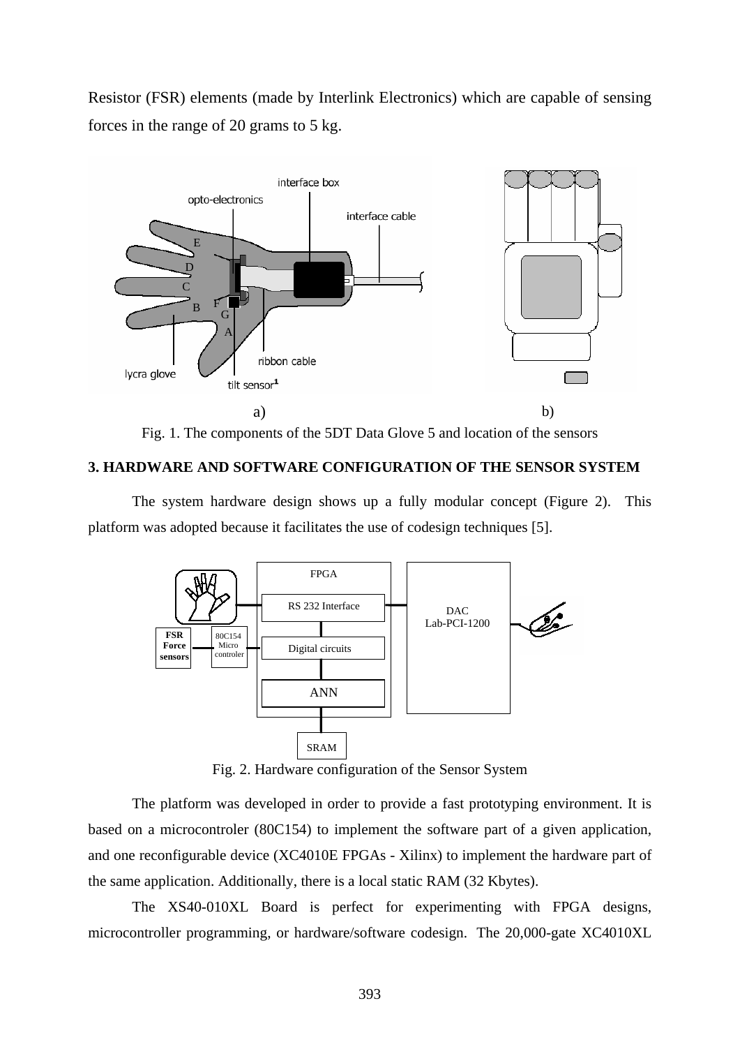Resistor (FSR) elements (made by Interlink Electronics) which are capable of sensing forces in the range of 20 grams to 5 kg.

Fig. 1. The components of the 5DT Data Glove 5 and location of the sensors

## 3. HARDWARE AND SOFTWARE CONFIGURATION OF THE SENSOR SYSTEM

The system hardware design shows up a fully modular concept (Figure 2). This platform was adopted because it facilitates the use of codesign techniques [5].

Fig. 2. Hardware configuration of the Sensor System

The platform was developed in order to provide a fast prototyping environment. It is based on a microcontroler (80C154) to implement the software part of a given application, and one reconfigurable device (XC4010E FPGAs - Xilinx) to implement the hardware part of the same application. Additionally, there is a local static RAM (32 Kbytes).

The XS40-010XL Board is perfect for experimenting with FPGA designs, microcontroller programming, or hardware/software codesign. The 20,000-gate XC4010XL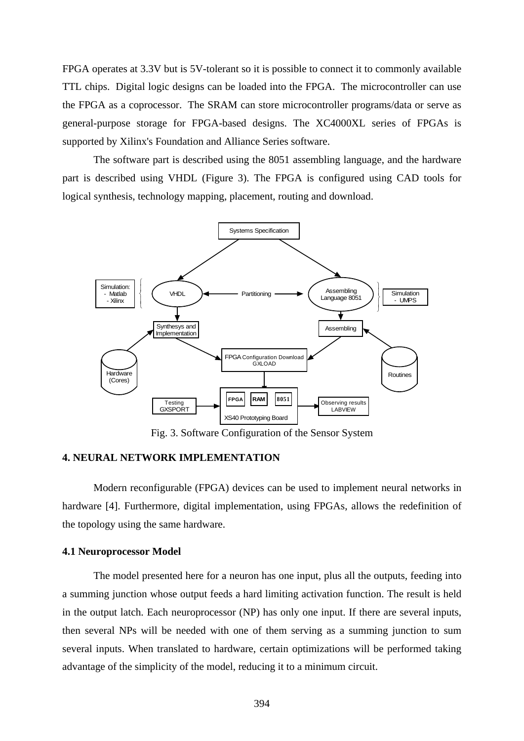FPGA operates at 3.3V but is 5V-tolerant so it is possible to connect it to commonly available TTL chips. Digital logic designs can be loaded into the FPGA. The microcontroller can use the FPGA as a coprocessor. The SRAM can store microcontroller programs/data or serve as general-purpose storage for FPGA-based designs. The XC4000XL series of FPGAs is supported by Xilinx's Foundation and Alliance Series software.

The software part is described using the 8051 assembling language, and the hardware part is described using VHDL (Figure 3). The FPGA is configured using CAD tools for logical synthesis, technology mapping, placement, routing and download.

Fig. 3. Software Configuration of the Sensor System

## 4. NEURAL NETWORK IMPLEMENTATION

Modern reconfigurable (FPGA) devices can be used to implement neural networks in hardware [4]. Furthermore, digital implementation, using FPGAs, allows the redefinition of the topology using the same hardware.

### 4.1 Neuroprocessor Model

The model presented here for a neuron has one input, plus all the outputs, feeding into a summing junction whose output feeds a hard limiting activation function. The result is held in the output latch. Each neuroprocessor (NP) has only one input. If there are several inputs, then several NPs will be needed with one of them serving as a summing junction to sum several inputs. When translated to hardware, certain optimizations will be performed taking advantage of the simplicity of the model, reducing it to a minimum circuit.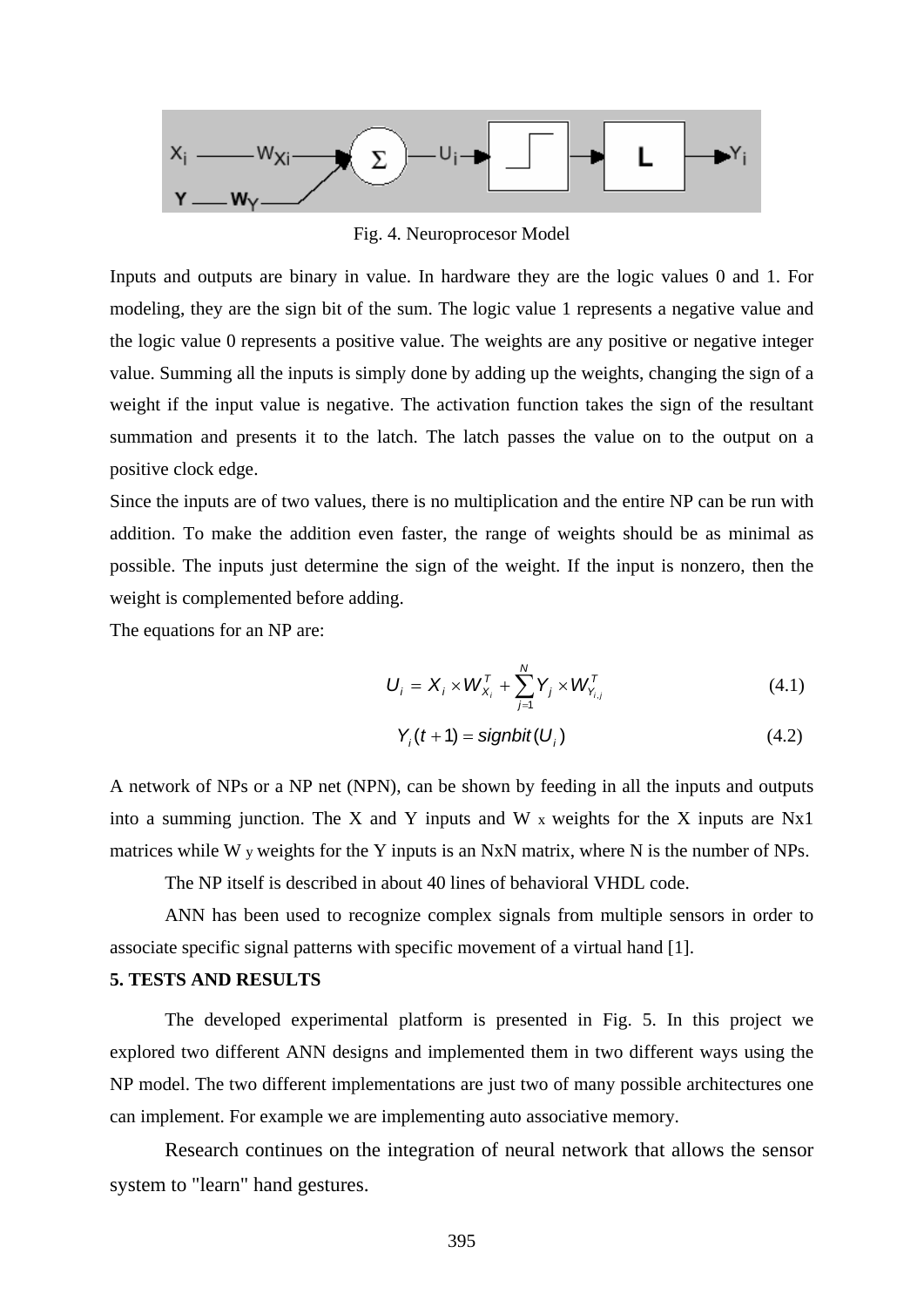Fig. 4. Neuroprocesor Model

Inputs and outputs are binary in value. In hardware they are the logic values 0 and 1. For modeling, they are the sign bit of the sum. The logic value 1 represents a negative value and the logic value 0 represents a positive value. The weights are any positive or negative integer value. Summing all the inputs is simply done by adding up the weights, changing the sign of a weight if the input value is negative. The activation function takes the sign of the resultant summation and presents it to the latch. The latch passes the value on to the output on a positive clock edge.

Since the inputs are of two values, there is no multiplication and the entire NP can be run with addition. To make the addition even faster, the range of weights should be as minimal as possible. The inputs just determine the sign of the weight. If the input is nonzero, then the weight is complemented before adding.

The equations for an NP are:

$$U_i = X_i \times W_{X_i}^T + \sum_{j=1}^{N} Y_j \times W_{Y_{i,j}}^T \tag{4.1}$$

$$Y_i(t+1) = signbit(U_i) \tag{4.2}$$

A network of NPs or a NP net (NPN), can be shown by feeding in all the inputs and outputs into a summing junction. The X and Y inputs and $W_x$ weights for the X inputs are Nx1 matrices while $W_y$ weights for the Y inputs is an NxN matrix, where N is the number of NPs.

The NP itself is described in about 40 lines of behavioral VHDL code.

ANN has been used to recognize complex signals from multiple sensors in order to associate specific signal patterns with specific movement of a virtual hand [1].

**5. TESTS AND RESULTS**

The developed experimental platform is presented in Fig. 5. In this project we explored two different ANN designs and implemented them in two different ways using the NP model. The two different implementations are just two of many possible architectures one can implement. For example we are implementing auto associative memory.

Research continues on the integration of neural network that allows the sensor system to "learn" hand gestures.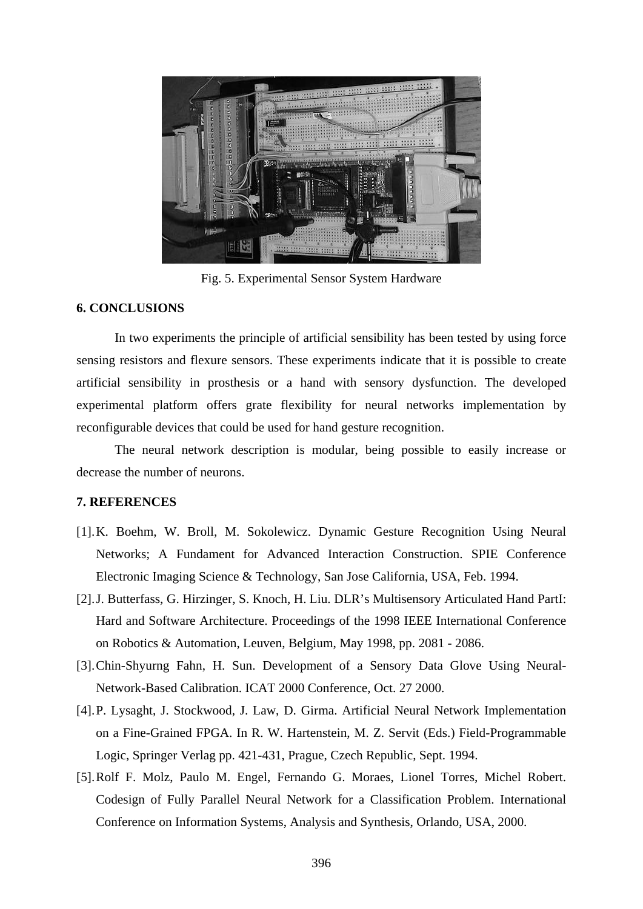Fig. 5. Experimental Sensor System Hardware

## 6. CONCLUSIONS

In two experiments the principle of artificial sensibility has been tested by using force sensing resistors and flexure sensors. These experiments indicate that it is possible to create artificial sensibility in prosthesis or a hand with sensory dysfunction. The developed experimental platform offers grate flexibility for neural networks implementation by reconfigurable devices that could be used for hand gesture recognition.

The neural network description is modular, being possible to easily increase or decrease the number of neurons.

## 7. REFERENCES

[1]. K. Boehm, W. Broll, M. Sokolewicz. Dynamic Gesture Recognition Using Neural Networks; A Fundament for Advanced Interaction Construction. SPIE Conference Electronic Imaging Science & Technology, San Jose California, USA, Feb. 1994.

[2]. J. Butterfass, G. Hirzinger, S. Knoch, H. Liu. DLR's Multisensory Articulated Hand PartI: Hard and Software Architecture. Proceedings of the 1998 IEEE International Conference on Robotics & Automation, Leuven, Belgium, May 1998, pp. 2081 - 2086.

[3]. Chin-Shyurng Fahn, H. Sun. Development of a Sensory Data Glove Using Neural-Network-Based Calibration. ICAT 2000 Conference, Oct. 27 2000.

[4]. P. Lysaght, J. Stockwood, J. Law, D. Girma. Artificial Neural Network Implementation on a Fine-Grained FPGA. In R. W. Hartenstein, M. Z. Servit (Eds.) Field-Programmable Logic, Springer Verlag pp. 421-431, Prague, Czech Republic, Sept. 1994.

[5]. Rolf F. Molz, Paulo M. Engel, Fernando G. Moraes, Lionel Torres, Michel Robert. Codesign of Fully Parallel Neural Network for a Classification Problem. International Conference on Information Systems, Analysis and Synthesis, Orlando, USA, 2000.